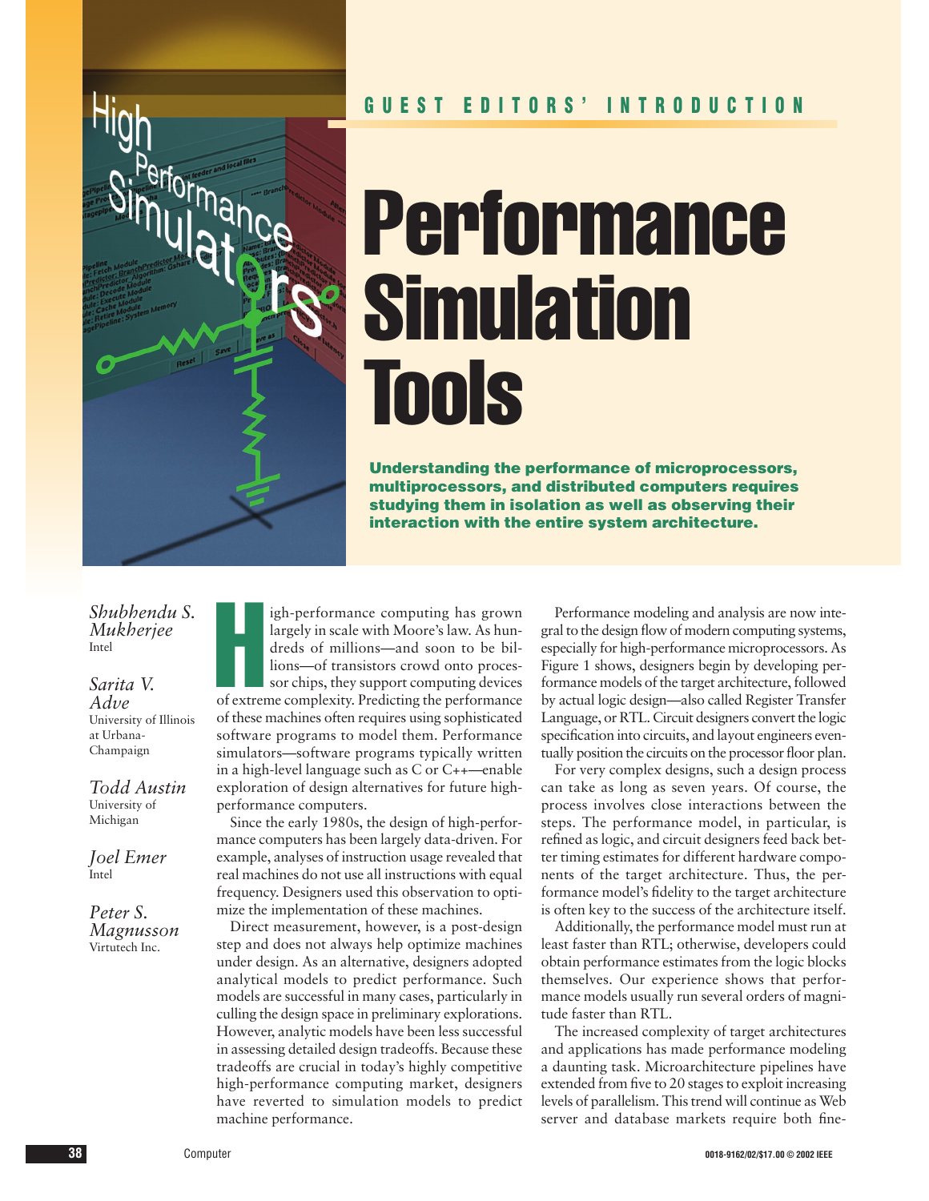GUEST EDITORS' INTRODUCTION

# Performance Simulation Tools

**Understanding the performance of microprocessors, multiprocessors, and distributed computers requires studying them in isolation as well as observing their interaction with the entire system architecture.**

*Shubhendu S. Mukherjee*
Intel

*Sarita V. Adve*
University of Illinois at Urbana-Champaign

*Todd Austin*
University of Michigan

*Joel Emer*
Intel

*Peter S. Magnusson*
Virtutech Inc.

High-performance computing has grown largely in scale with Moore's law. As hundreds of millions—and soon to be billions—of transistors crowd onto processor chips, they support computing devices of extreme complexity. Predicting the performance of these machines often requires using sophisticated software programs to model them. Performance simulators—software programs typically written in a high-level language such as C or C++—enable exploration of design alternatives for future high-performance computers.

Since the early 1980s, the design of high-performance computers has been largely data-driven. For example, analyses of instruction usage revealed that real machines do not use all instructions with equal frequency. Designers used this observation to optimize the implementation of these machines.

Direct measurement, however, is a post-design step and does not always help optimize machines under design. As an alternative, designers adopted analytical models to predict performance. Such models are successful in many cases, particularly in culling the design space in preliminary explorations. However, analytic models have been less successful in assessing detailed design tradeoffs. Because these tradeoffs are crucial in today's highly competitive high-performance computing market, designers have reverted to simulation models to predict machine performance.

Performance modeling and analysis are now integral to the design flow of modern computing systems, especially for high-performance microprocessors. As Figure 1 shows, designers begin by developing performance models of the target architecture, followed by actual logic design—also called Register Transfer Language, or RTL. Circuit designers convert the logic specification into circuits, and layout engineers eventually position the circuits on the processor floor plan.

For very complex designs, such a design process can take as long as seven years. Of course, the process involves close interactions between the steps. The performance model, in particular, is refined as logic, and circuit designers feed back better timing estimates for different hardware components of the target architecture. Thus, the performance model's fidelity to the target architecture is often key to the success of the architecture itself.

Additionally, the performance model must run at least faster than RTL; otherwise, developers could obtain performance estimates from the logic blocks themselves. Our experience shows that performance models usually run several orders of magnitude faster than RTL.

The increased complexity of target architectures and applications has made performance modeling a daunting task. Microarchitecture pipelines have extended from five to 20 stages to exploit increasing levels of parallelism. This trend will continue as Web server and database markets require both fine-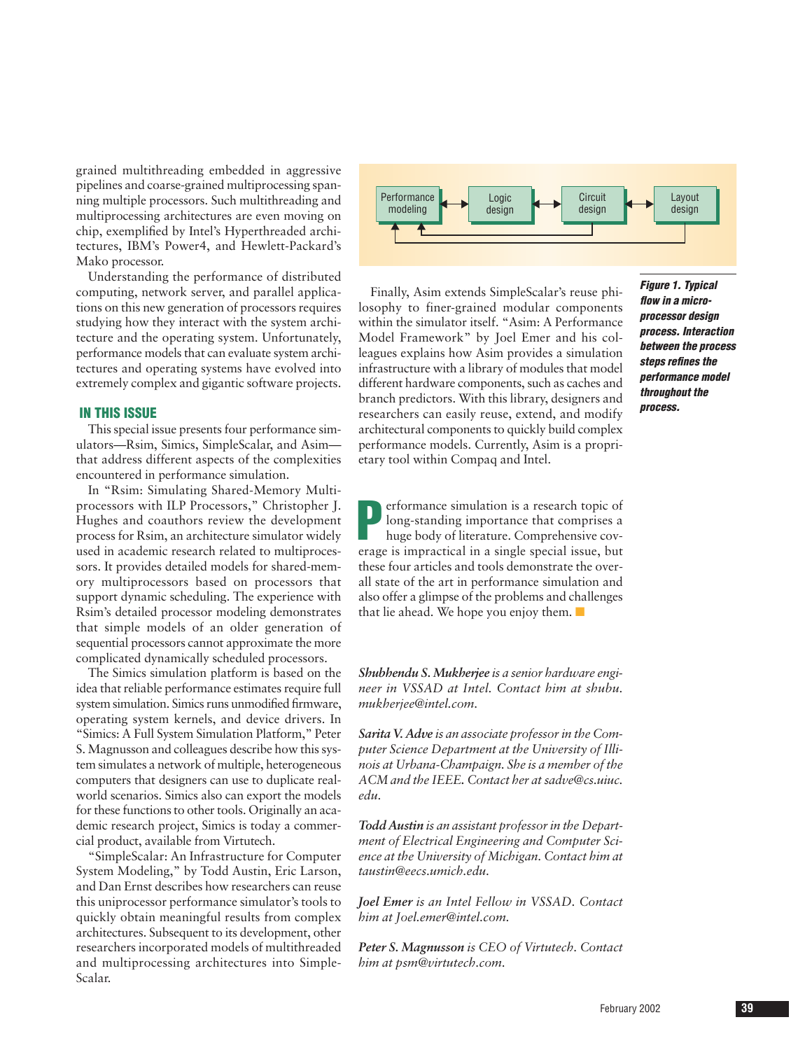grained multithreading embedded in aggressive pipelines and coarse-grained multiprocessing spanning multiple processors. Such multithreading and multiprocessing architectures are even moving on chip, exemplified by Intel's Hyperthreaded architectures, IBM's Power4, and Hewlett-Packard's Mako processor.

Understanding the performance of distributed computing, network server, and parallel applications on this new generation of processors requires studying how they interact with the system architecture and the operating system. Unfortunately, performance models that can evaluate system architectures and operating systems have evolved into extremely complex and gigantic software projects.

## IN THIS ISSUE

This special issue presents four performance simulators—Rsim, Simics, SimpleScalar, and Asim—that address different aspects of the complexities encountered in performance simulation.

In "Rsim: Simulating Shared-Memory Multiprocessors with ILP Processors," Christopher J. Hughes and coauthors review the development process for Rsim, an architecture simulator widely used in academic research related to multiprocessors. It provides detailed models for shared-memory multiprocessors based on processors that support dynamic scheduling. The experience with Rsim's detailed processor modeling demonstrates that simple models of an older generation of sequential processors cannot approximate the more complicated dynamically scheduled processors.

The Simics simulation platform is based on the idea that reliable performance estimates require full system simulation. Simics runs unmodified firmware, operating system kernels, and device drivers. In "Simics: A Full System Simulation Platform," Peter S. Magnusson and colleagues describe how this system simulates a network of multiple, heterogeneous computers that designers can use to duplicate real-world scenarios. Simics also can export the models for these functions to other tools. Originally an academic research project, Simics is today a commercial product, available from Virtutech.

"SimpleScalar: An Infrastructure for Computer System Modeling," by Todd Austin, Eric Larson, and Dan Ernst describes how researchers can reuse this uniprocessor performance simulator's tools to quickly obtain meaningful results from complex architectures. Subsequent to its development, other researchers incorporated models of multithreaded and multiprocessing architectures into SimpleScalar.

Performance modeling
Logic design
Circuit design
Layout design

***Figure 1. Typical flow in a microprocessor design process. Interaction between the process steps refines the performance model throughout the process.***

Finally, Asim extends SimpleScalar's reuse philosophy to finer-grained modular components within the simulator itself. "Asim: A Performance Model Framework" by Joel Emer and his colleagues explains how Asim provides a simulation infrastructure with a library of modules that model different hardware components, such as caches and branch predictors. With this library, designers and researchers can easily reuse, extend, and modify architectural components to quickly build complex performance models. Currently, Asim is a proprietary tool within Compaq and Intel.

Performance simulation is a research topic of long-standing importance that comprises a huge body of literature. Comprehensive coverage is impractical in a single special issue, but these four articles and tools demonstrate the overall state of the art in performance simulation and also offer a glimpse of the problems and challenges that lie ahead. We hope you enjoy them. ■

***Shubhendu S. Mukherjee*** *is a senior hardware engineer in VSSAD at Intel. Contact him at shubu.mukherjee@intel.com.*

***Sarita V. Adve*** *is an associate professor in the Computer Science Department at the University of Illinois at Urbana-Champaign. She is a member of the ACM and the IEEE. Contact her at sadve@cs.uiuc.edu.*

***Todd Austin*** *is an assistant professor in the Department of Electrical Engineering and Computer Science at the University of Michigan. Contact him at taustin@eecs.umich.edu.*

***Joel Emer*** *is an Intel Fellow in VSSAD. Contact him at Joel.emer@intel.com.*

***Peter S. Magnusson*** *is CEO of Virtutech. Contact him at psm@virtutech.com.*